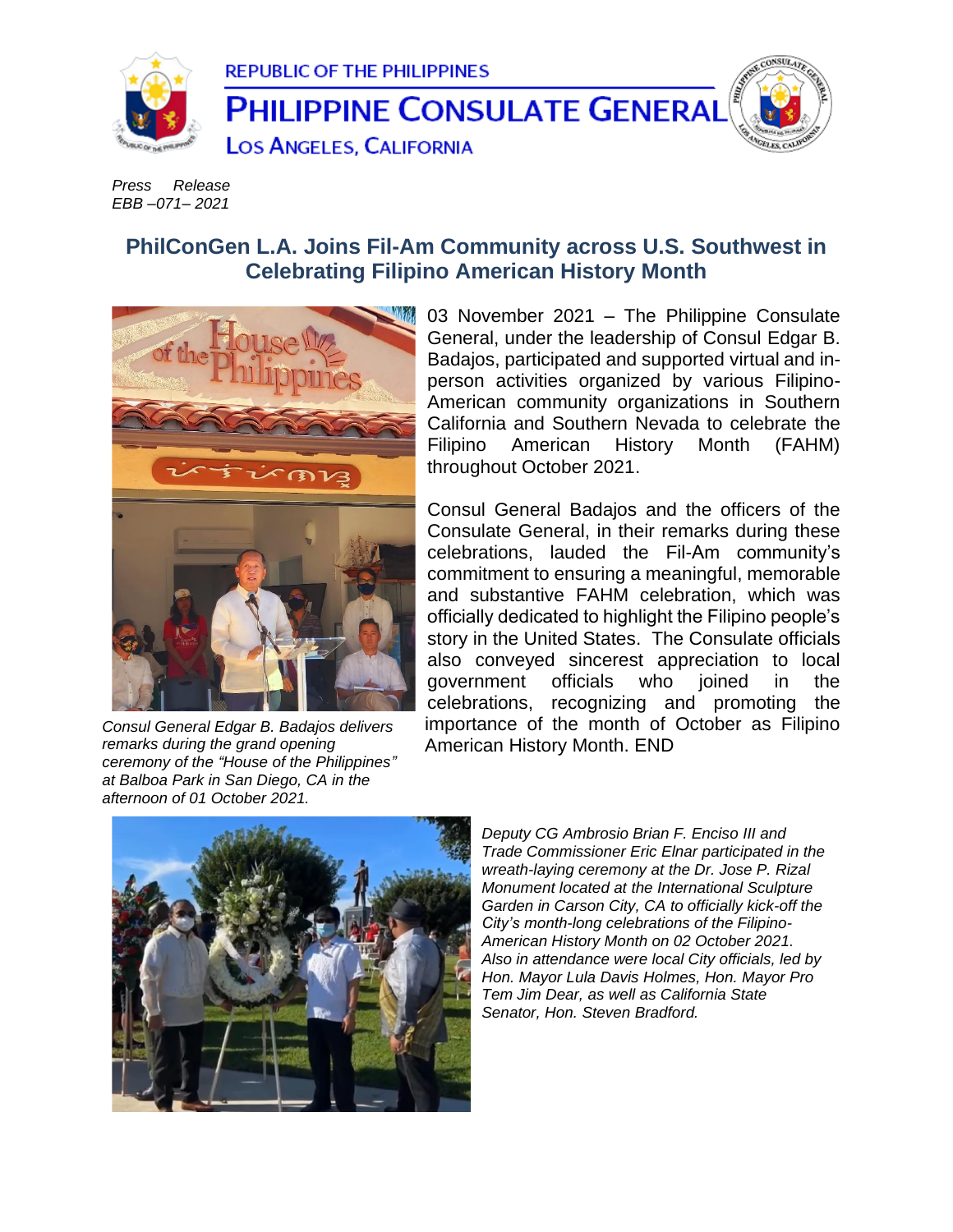REPUBLIC OF THE PHILIPPINES

**PHILIPPINE CONSULATE GENERAL**

LOS ANGELES, CALIFORNIA

*Press Release*
*EBB –071– 2021*

## PhilConGen L.A. Joins Fil-Am Community across U.S. Southwest in Celebrating Filipino American History Month

03 November 2021 – The Philippine Consulate General, under the leadership of Consul Edgar B. Badajos, participated and supported virtual and in-person activities organized by various Filipino-American community organizations in Southern California and Southern Nevada to celebrate the Filipino American History Month (FAHM) throughout October 2021.

Consul General Badajos and the officers of the Consulate General, in their remarks during these celebrations, lauded the Fil-Am community's commitment to ensuring a meaningful, memorable and substantive FAHM celebration, which was officially dedicated to highlight the Filipino people's story in the United States. The Consulate officials also conveyed sincerest appreciation to local government officials who joined in the celebrations, recognizing and promoting the importance of the month of October as Filipino American History Month. END

*Consul General Edgar B. Badajos delivers remarks during the grand opening ceremony of the "House of the Philippines" at Balboa Park in San Diego, CA in the afternoon of 01 October 2021.*

*Deputy CG Ambrosio Brian F. Enciso III and Trade Commissioner Eric Elnar participated in the wreath-laying ceremony at the Dr. Jose P. Rizal Monument located at the International Sculpture Garden in Carson City, CA to officially kick-off the City's month-long celebrations of the Filipino-American History Month on 02 October 2021. Also in attendance were local City officials, led by Hon. Mayor Lula Davis Holmes, Hon. Mayor Pro Tem Jim Dear, as well as California State Senator, Hon. Steven Bradford.*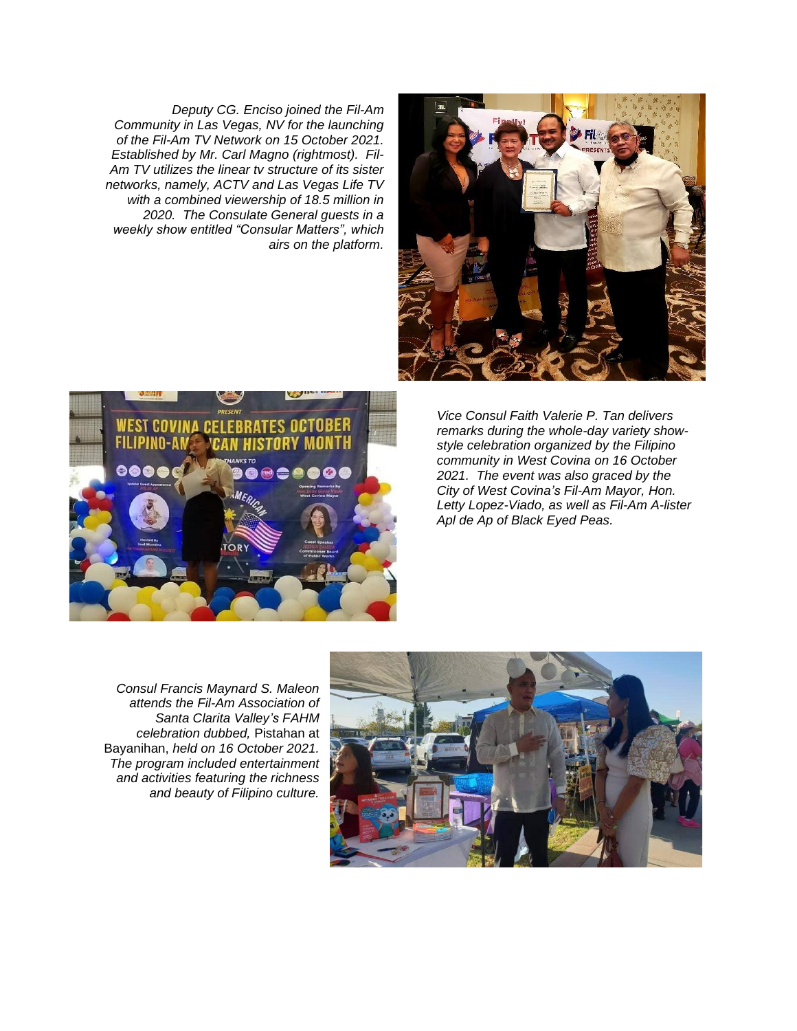*Deputy CG. Enciso joined the Fil-Am Community in Las Vegas, NV for the launching of the Fil-Am TV Network on 15 October 2021. Established by Mr. Carl Magno (rightmost). Fil-Am TV utilizes the linear tv structure of its sister networks, namely, ACTV and Las Vegas Life TV with a combined viewership of 18.5 million in 2020. The Consulate General guests in a weekly show entitled "Consular Matters", which airs on the platform.*

*Vice Consul Faith Valerie P. Tan delivers remarks during the whole-day variety show-style celebration organized by the Filipino community in West Covina on 16 October 2021. The event was also graced by the City of West Covina's Fil-Am Mayor, Hon. Letty Lopez-Viado, as well as Fil-Am A-lister Apl de Ap of Black Eyed Peas.*

*Consul Francis Maynard S. Maleon attends the Fil-Am Association of Santa Clarita Valley's FAHM celebration dubbed,* Pistahan at Bayanihan, *held on 16 October 2021. The program included entertainment and activities featuring the richness and beauty of Filipino culture.*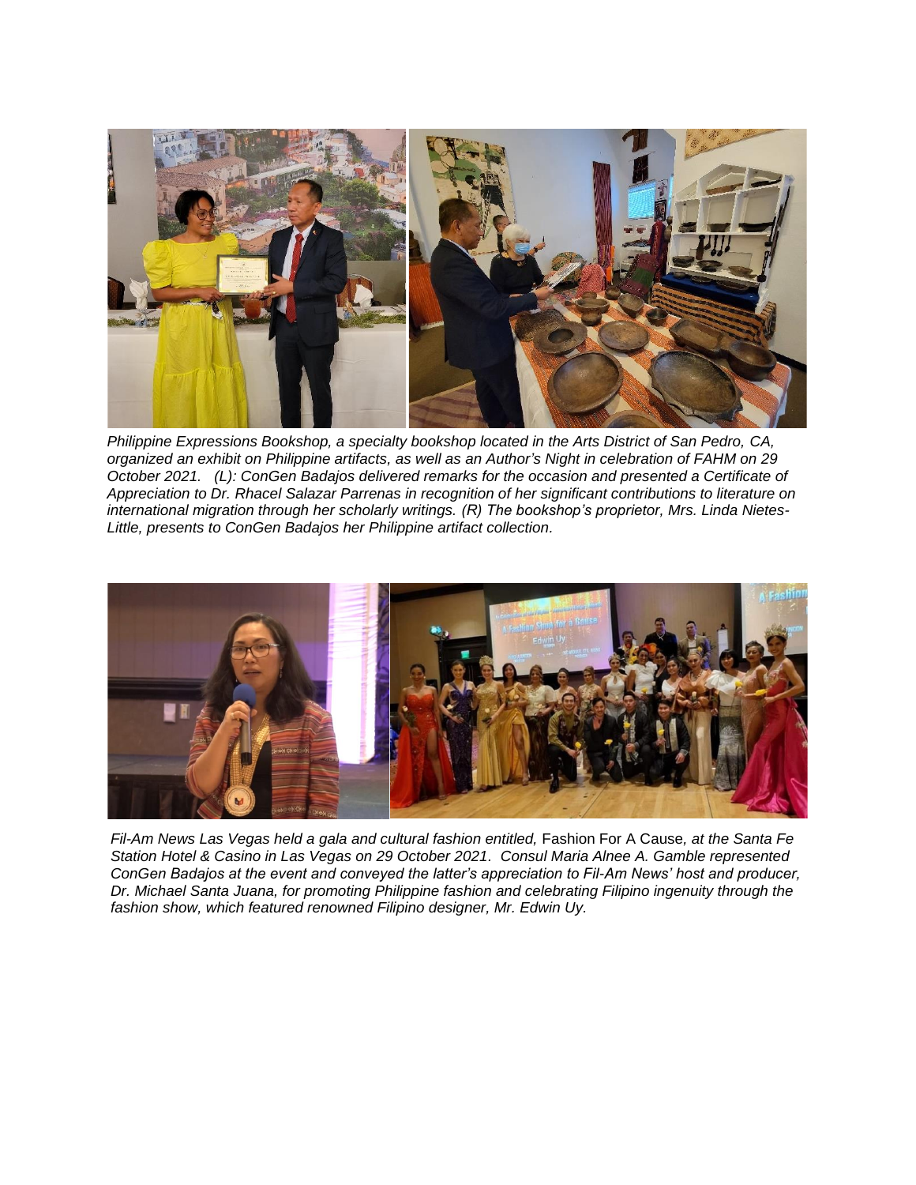*Philippine Expressions Bookshop, a specialty bookshop located in the Arts District of San Pedro, CA, organized an exhibit on Philippine artifacts, as well as an Author's Night in celebration of FAHM on 29 October 2021. (L): ConGen Badajos delivered remarks for the occasion and presented a Certificate of Appreciation to Dr. Rhacel Salazar Parrenas in recognition of her significant contributions to literature on international migration through her scholarly writings. (R) The bookshop's proprietor, Mrs. Linda Nietes-Little, presents to ConGen Badajos her Philippine artifact collection.*

*Fil-Am News Las Vegas held a gala and cultural fashion entitled,* Fashion For A Cause*, at the Santa Fe Station Hotel & Casino in Las Vegas on 29 October 2021. Consul Maria Alnee A. Gamble represented ConGen Badajos at the event and conveyed the latter's appreciation to Fil-Am News' host and producer, Dr. Michael Santa Juana, for promoting Philippine fashion and celebrating Filipino ingenuity through the fashion show, which featured renowned Filipino designer, Mr. Edwin Uy.*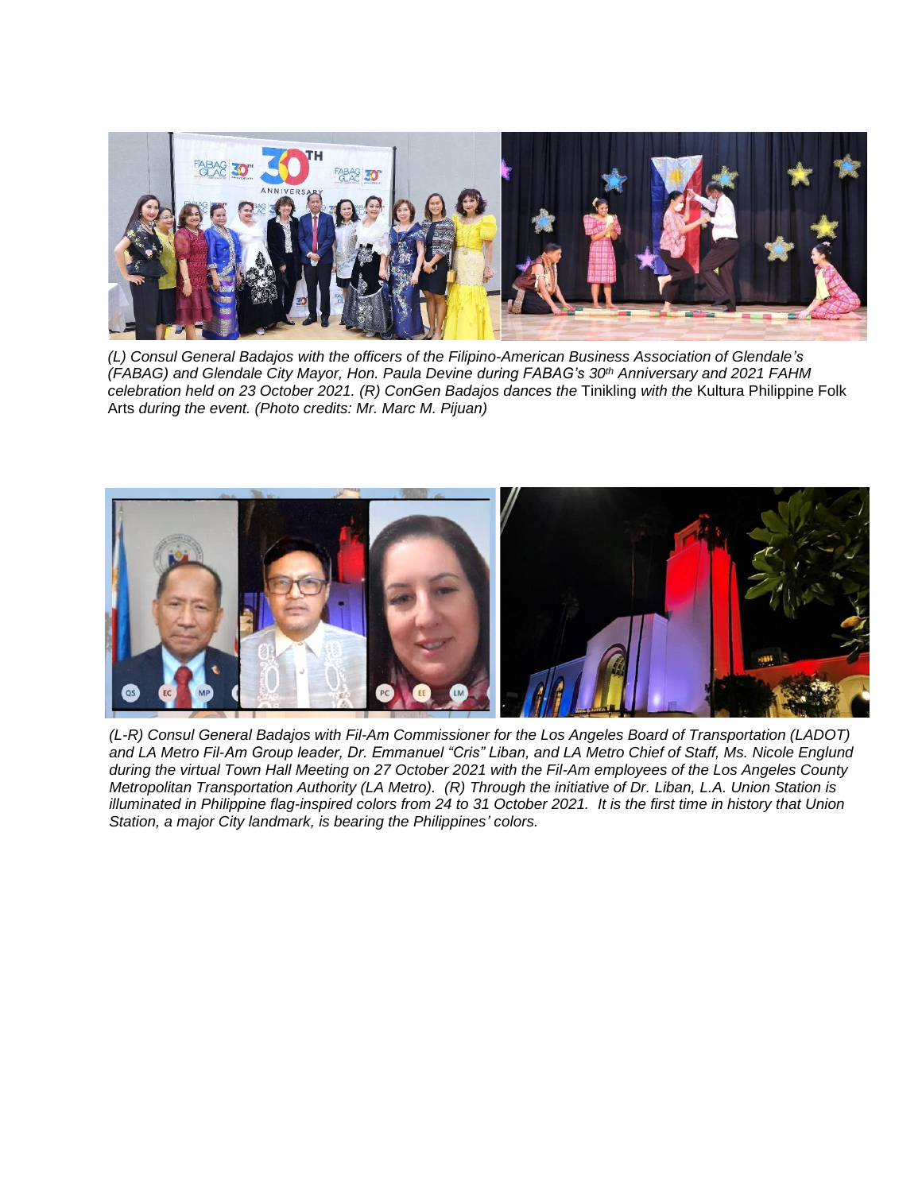*(L) Consul General Badajos with the officers of the Filipino-American Business Association of Glendale's (FABAG) and Glendale City Mayor, Hon. Paula Devine during FABAG's 30th Anniversary and 2021 FAHM celebration held on 23 October 2021. (R) ConGen Badajos dances the* Tinikling *with the* Kultura Philippine Folk Arts *during the event. (Photo credits: Mr. Marc M. Pijuan)*

*(L-R) Consul General Badajos with Fil-Am Commissioner for the Los Angeles Board of Transportation (LADOT) and LA Metro Fil-Am Group leader, Dr. Emmanuel "Cris" Liban, and LA Metro Chief of Staff, Ms. Nicole Englund during the virtual Town Hall Meeting on 27 October 2021 with the Fil-Am employees of the Los Angeles County Metropolitan Transportation Authority (LA Metro). (R) Through the initiative of Dr. Liban, L.A. Union Station is illuminated in Philippine flag-inspired colors from 24 to 31 October 2021. It is the first time in history that Union Station, a major City landmark, is bearing the Philippines' colors.*